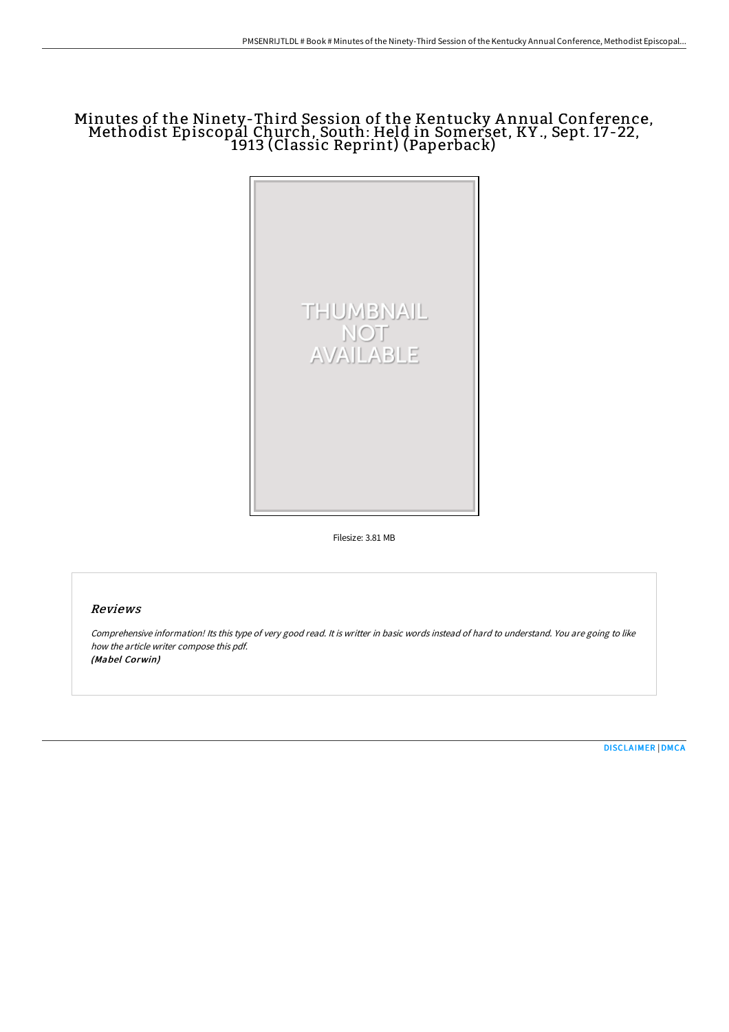# Minutes of the Ninety-Third Session of the Kentucky Annual Conference, Methodist Episcopal Church, South: Held in Somerset, KY., Sept. 17-22, 1913 (Classic Reprint) (Paperback)

THUMBNAIL NOT AVAILABLE

Filesize: 3.81 MB

## Reviews

*Comprehensive information! Its this type of very good read. It is writter in basic words instead of hard to understand. You are going to like how the article writer compose this pdf.*
***(Mabel Corwin)***

DISCLAIMER | DMCA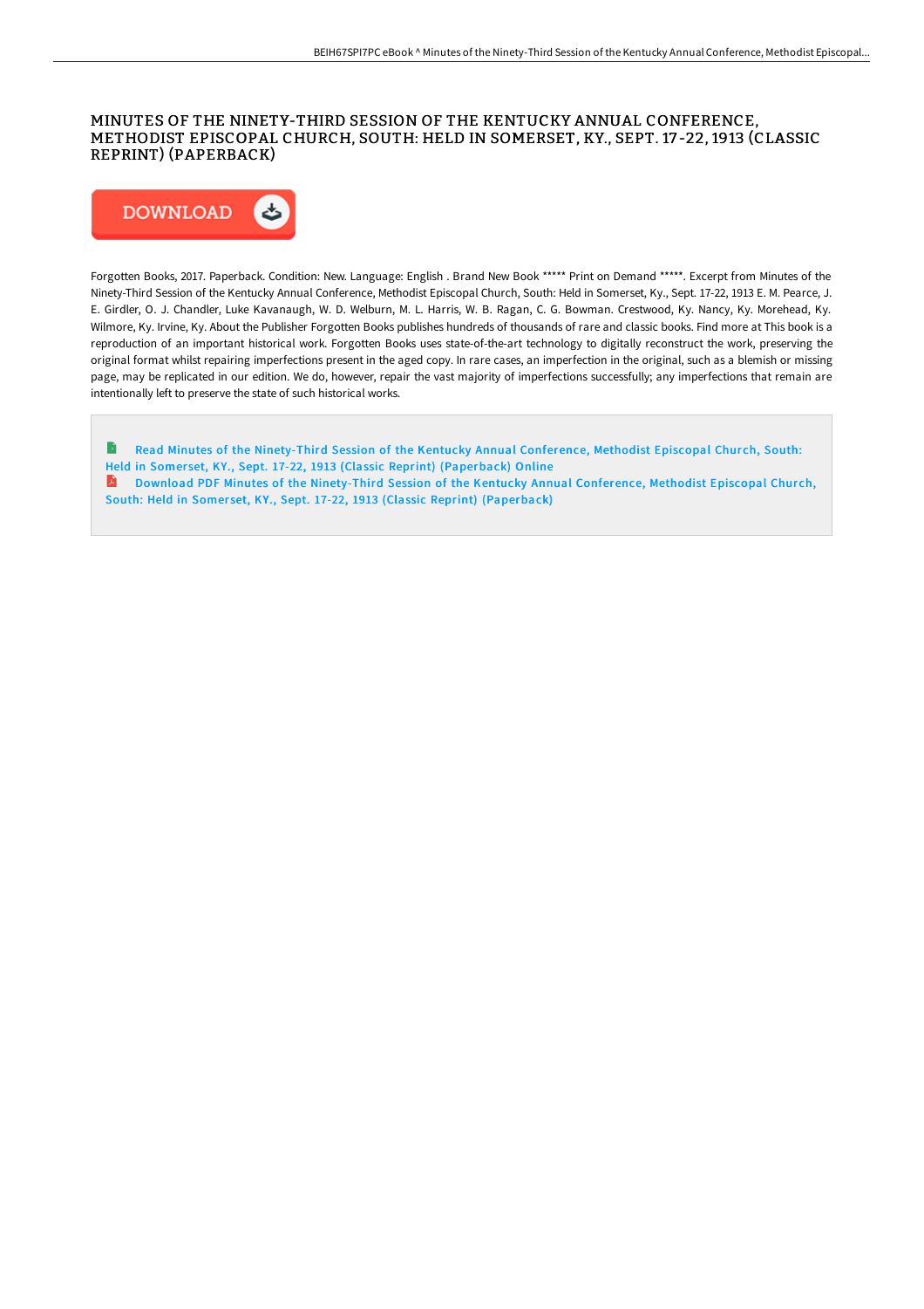# MINUTES OF THE NINETY-THIRD SESSION OF THE KENTUCKY ANNUAL CONFERENCE, METHODIST EPISCOPAL CHURCH, SOUTH: HELD IN SOMERSET, KY., SEPT. 17-22, 1913 (CLASSIC REPRINT) (PAPERBACK)

DOWNLOAD

Forgotten Books, 2017. Paperback. Condition: New. Language: English . Brand New Book ***** Print on Demand *****. Excerpt from Minutes of the Ninety-Third Session of the Kentucky Annual Conference, Methodist Episcopal Church, South: Held in Somerset, Ky., Sept. 17-22, 1913 E. M. Pearce, J. E. Girdler, O. J. Chandler, Luke Kavanaugh, W. D. Welburn, M. L. Harris, W. B. Ragan, C. G. Bowman. Crestwood, Ky. Nancy, Ky. Morehead, Ky. Wilmore, Ky. Irvine, Ky. About the Publisher Forgotten Books publishes hundreds of thousands of rare and classic books. Find more at This book is a reproduction of an important historical work. Forgotten Books uses state-of-the-art technology to digitally reconstruct the work, preserving the original format whilst repairing imperfections present in the aged copy. In rare cases, an imperfection in the original, such as a blemish or missing page, may be replicated in our edition. We do, however, repair the vast majority of imperfections successfully; any imperfections that remain are intentionally left to preserve the state of such historical works.

Read Minutes of the Ninety-Third Session of the Kentucky Annual Conference, Methodist Episcopal Church, South: Held in Somerset, KY., Sept. 17-22, 1913 (Classic Reprint) (Paperback) Online

Download PDF Minutes of the Ninety-Third Session of the Kentucky Annual Conference, Methodist Episcopal Church, South: Held in Somerset, KY., Sept. 17-22, 1913 (Classic Reprint) (Paperback)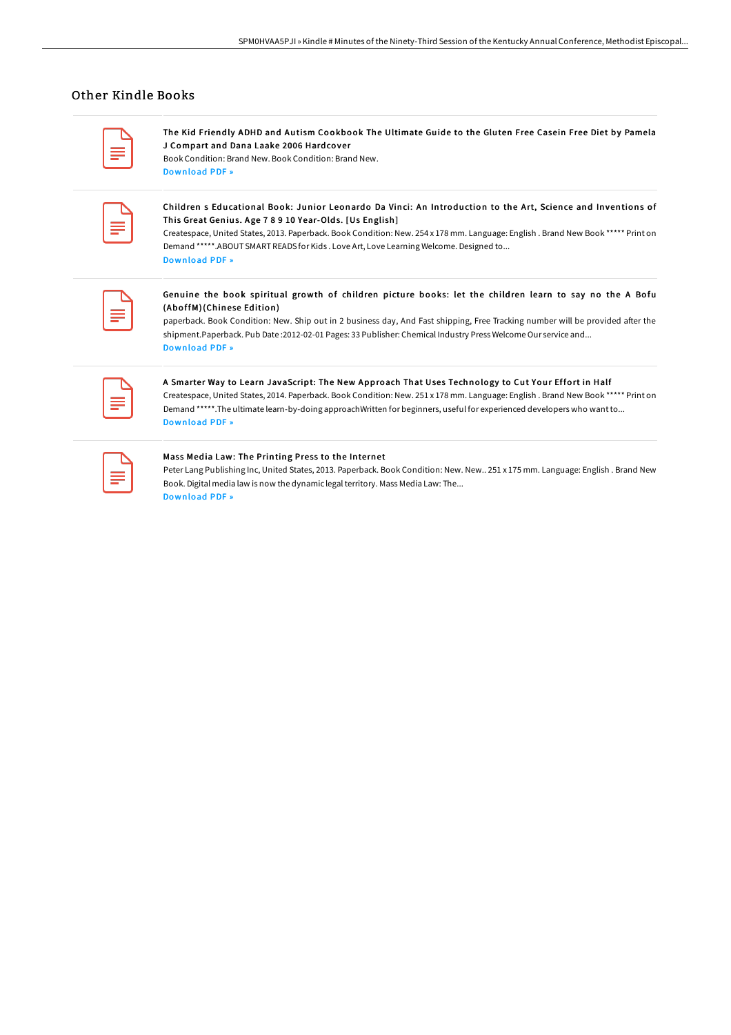## Other Kindle Books

**The Kid Friendly ADHD and Autism Cookbook The Ultimate Guide to the Gluten Free Casein Free Diet by Pamela J Compart and Dana Laake 2006 Hardcover**

Book Condition: Brand New. Book Condition: Brand New.

Download PDF »

**Children s Educational Book: Junior Leonardo Da Vinci: An Introduction to the Art, Science and Inventions of This Great Genius. Age 7 8 9 10 Year-Olds. [Us English]**

Createspace, United States, 2013. Paperback. Book Condition: New. 254 x 178 mm. Language: English . Brand New Book ***** Print on Demand *****.ABOUT SMART READS for Kids . Love Art, Love Learning Welcome. Designed to...

Download PDF »

**Genuine the book spiritual growth of children picture books: let the children learn to say no the A Bofu (AboffM)(Chinese Edition)**

paperback. Book Condition: New. Ship out in 2 business day, And Fast shipping, Free Tracking number will be provided after the shipment.Paperback. Pub Date :2012-02-01 Pages: 33 Publisher: Chemical Industry Press Welcome Our service and...

Download PDF »

**A Smarter Way to Learn JavaScript: The New Approach That Uses Technology to Cut Your Effort in Half**

Createspace, United States, 2014. Paperback. Book Condition: New. 251 x 178 mm. Language: English . Brand New Book ***** Print on Demand *****.The ultimate learn-by-doing approachWritten for beginners, useful for experienced developers who want to...

Download PDF »

**Mass Media Law: The Printing Press to the Internet**

Peter Lang Publishing Inc, United States, 2013. Paperback. Book Condition: New. New.. 251 x 175 mm. Language: English . Brand New Book. Digital media law is now the dynamic legal territory. Mass Media Law: The...

Download PDF »